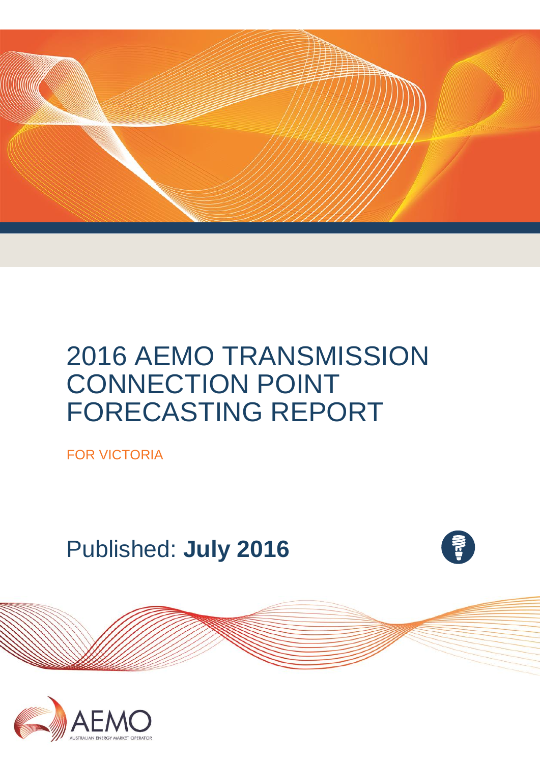# 2016 AEMO TRANSMISSION CONNECTION POINT FORECASTING REPORT

FOR VICTORIA

Published: **July 2016**

AEMO

AUSTRALIAN ENERGY MARKET OPERATOR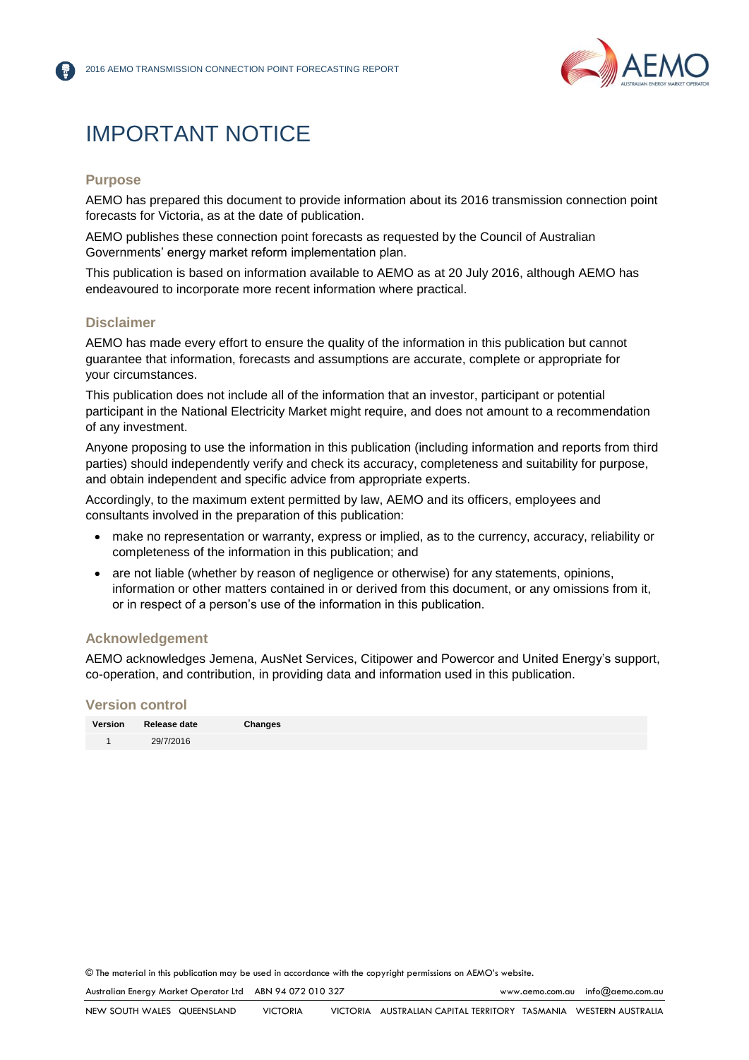# IMPORTANT NOTICE

## Purpose

AEMO has prepared this document to provide information about its 2016 transmission connection point forecasts for Victoria, as at the date of publication.

AEMO publishes these connection point forecasts as requested by the Council of Australian Governments' energy market reform implementation plan.

This publication is based on information available to AEMO as at 20 July 2016, although AEMO has endeavoured to incorporate more recent information where practical.

## Disclaimer

AEMO has made every effort to ensure the quality of the information in this publication but cannot guarantee that information, forecasts and assumptions are accurate, complete or appropriate for your circumstances.

This publication does not include all of the information that an investor, participant or potential participant in the National Electricity Market might require, and does not amount to a recommendation of any investment.

Anyone proposing to use the information in this publication (including information and reports from third parties) should independently verify and check its accuracy, completeness and suitability for purpose, and obtain independent and specific advice from appropriate experts.

Accordingly, to the maximum extent permitted by law, AEMO and its officers, employees and consultants involved in the preparation of this publication:

- make no representation or warranty, express or implied, as to the currency, accuracy, reliability or completeness of the information in this publication; and
- are not liable (whether by reason of negligence or otherwise) for any statements, opinions, information or other matters contained in or derived from this document, or any omissions from it, or in respect of a person's use of the information in this publication.

## Acknowledgement

AEMO acknowledges Jemena, AusNet Services, Citipower and Powercor and United Energy's support, co-operation, and contribution, in providing data and information used in this publication.

## Version control

| Version | Release date | Changes |
|---|---|---|
| 1 | 29/7/2016 | |

© The material in this publication may be used in accordance with the copyright permissions on AEMO's website.

Australian Energy Market Operator Ltd ABN 94 072 010 327 www.aemo.com.au info@aemo.com.au

NEW SOUTH WALES QUEENSLAND VICTORIA VICTORIA AUSTRALIAN CAPITAL TERRITORY TASMANIA WESTERN AUSTRALIA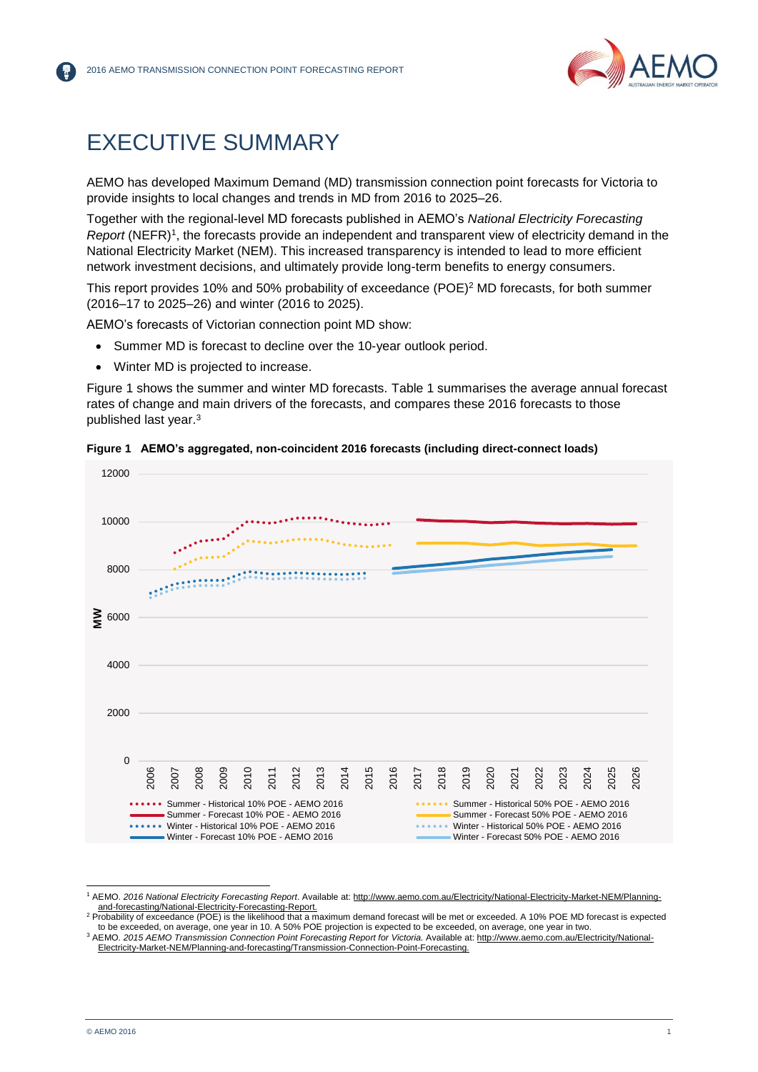# EXECUTIVE SUMMARY

AEMO has developed Maximum Demand (MD) transmission connection point forecasts for Victoria to provide insights to local changes and trends in MD from 2016 to 2025–26.

Together with the regional-level MD forecasts published in AEMO's *National Electricity Forecasting Report* (NEFR)[1], the forecasts provide an independent and transparent view of electricity demand in the National Electricity Market (NEM). This increased transparency is intended to lead to more efficient network investment decisions, and ultimately provide long-term benefits to energy consumers.

This report provides 10% and 50% probability of exceedance (POE)[2] MD forecasts, for both summer (2016–17 to 2025–26) and winter (2016 to 2025).

AEMO's forecasts of Victorian connection point MD show:

- Summer MD is forecast to decline over the 10-year outlook period.
- Winter MD is projected to increase.

Figure 1 shows the summer and winter MD forecasts. Table 1 summarises the average annual forecast rates of change and main drivers of the forecasts, and compares these 2016 forecasts to those published last year.[3]

**Figure 1 AEMO's aggregated, non-coincident 2016 forecasts (including direct-connect loads)**

---

[1] AEMO. *2016 National Electricity Forecasting Report*. Available at: http://www.aemo.com.au/Electricity/National-Electricity-Market-NEM/Planning-and-forecasting/National-Electricity-Forecasting-Report.

[2] Probability of exceedance (POE) is the likelihood that a maximum demand forecast will be met or exceeded. A 10% POE MD forecast is expected to be exceeded, on average, one year in 10. A 50% POE projection is expected to be exceeded, on average, one year in two.

[3] AEMO. *2015 AEMO Transmission Connection Point Forecasting Report for Victoria.* Available at: http://www.aemo.com.au/Electricity/National-Electricity-Market-NEM/Planning-and-forecasting/Transmission-Connection-Point-Forecasting.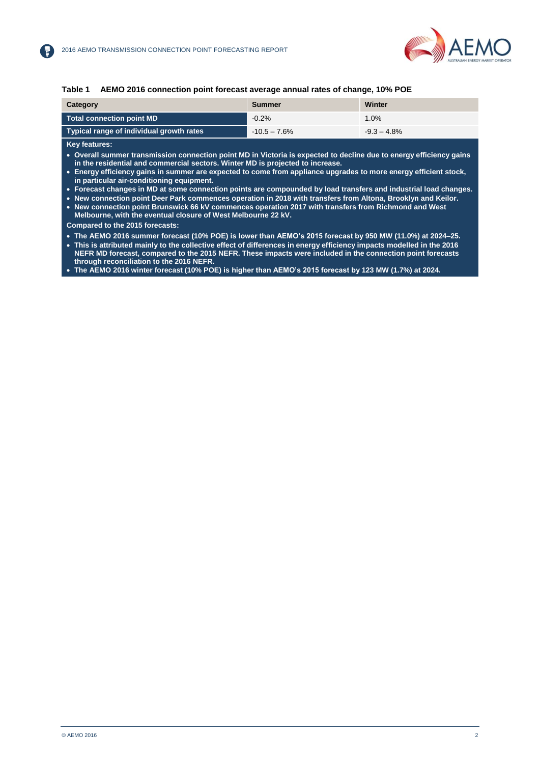**Table 1 AEMO 2016 connection point forecast average annual rates of change, 10% POE**

| Category | Summer | Winter |
|---|---|---|
| Total connection point MD | -0.2% | 1.0% |
| Typical range of individual growth rates | -10.5 – 7.6% | -9.3 – 4.8% |

**Key features:**

- **Overall summer transmission connection point MD in Victoria is expected to decline due to energy efficiency gains in the residential and commercial sectors. Winter MD is projected to increase.**
- **Energy efficiency gains in summer are expected to come from appliance upgrades to more energy efficient stock, in particular air-conditioning equipment.**
- **Forecast changes in MD at some connection points are compounded by load transfers and industrial load changes.**
- **New connection point Deer Park commences operation in 2018 with transfers from Altona, Brooklyn and Keilor.**
- **New connection point Brunswick 66 kV commences operation 2017 with transfers from Richmond and West Melbourne, with the eventual closure of West Melbourne 22 kV.**

**Compared to the 2015 forecasts:**

- **The AEMO 2016 summer forecast (10% POE) is lower than AEMO's 2015 forecast by 950 MW (11.0%) at 2024–25.**
- **This is attributed mainly to the collective effect of differences in energy efficiency impacts modelled in the 2016 NEFR MD forecast, compared to the 2015 NEFR. These impacts were included in the connection point forecasts through reconciliation to the 2016 NEFR.**
- **The AEMO 2016 winter forecast (10% POE) is higher than AEMO's 2015 forecast by 123 MW (1.7%) at 2024.**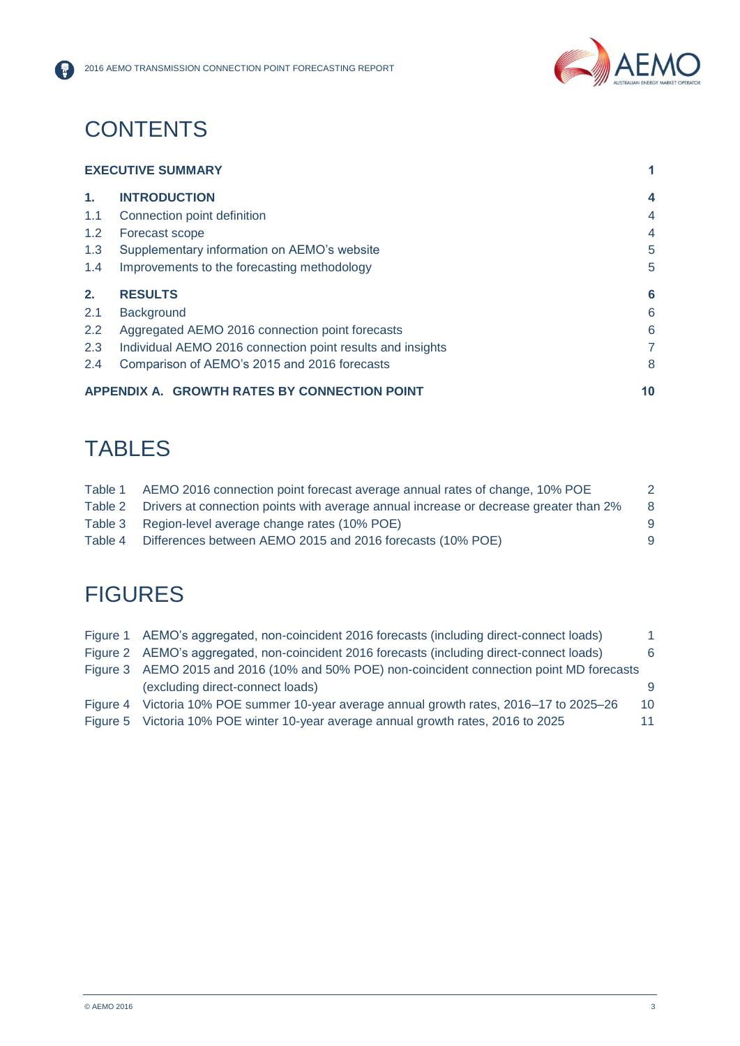# CONTENTS

| | | |
|---|---|---|
| **EXECUTIVE SUMMARY** | | **1** |
| **1.** | **INTRODUCTION** | **4** |
| 1.1 | Connection point definition | 4 |
| 1.2 | Forecast scope | 4 |
| 1.3 | Supplementary information on AEMO's website | 5 |
| 1.4 | Improvements to the forecasting methodology | 5 |
| **2.** | **RESULTS** | **6** |
| 2.1 | Background | 6 |
| 2.2 | Aggregated AEMO 2016 connection point forecasts | 6 |
| 2.3 | Individual AEMO 2016 connection point results and insights | 7 |
| 2.4 | Comparison of AEMO's 2015 and 2016 forecasts | 8 |
| **APPENDIX A.** | **GROWTH RATES BY CONNECTION POINT** | **10** |

# TABLES

| | | |
|---|---|---|
| Table 1 | AEMO 2016 connection point forecast average annual rates of change, 10% POE | 2 |
| Table 2 | Drivers at connection points with average annual increase or decrease greater than 2% | 8 |
| Table 3 | Region-level average change rates (10% POE) | 9 |
| Table 4 | Differences between AEMO 2015 and 2016 forecasts (10% POE) | 9 |

# FIGURES

| | | |
|---|---|---|
| Figure 1 | AEMO's aggregated, non-coincident 2016 forecasts (including direct-connect loads) | 1 |
| Figure 2 | AEMO's aggregated, non-coincident 2016 forecasts (including direct-connect loads) | 6 |
| Figure 3 | AEMO 2015 and 2016 (10% and 50% POE) non-coincident connection point MD forecasts (excluding direct-connect loads) | 9 |
| Figure 4 | Victoria 10% POE summer 10-year average annual growth rates, 2016–17 to 2025–26 | 10 |
| Figure 5 | Victoria 10% POE winter 10-year average annual growth rates, 2016 to 2025 | 11 |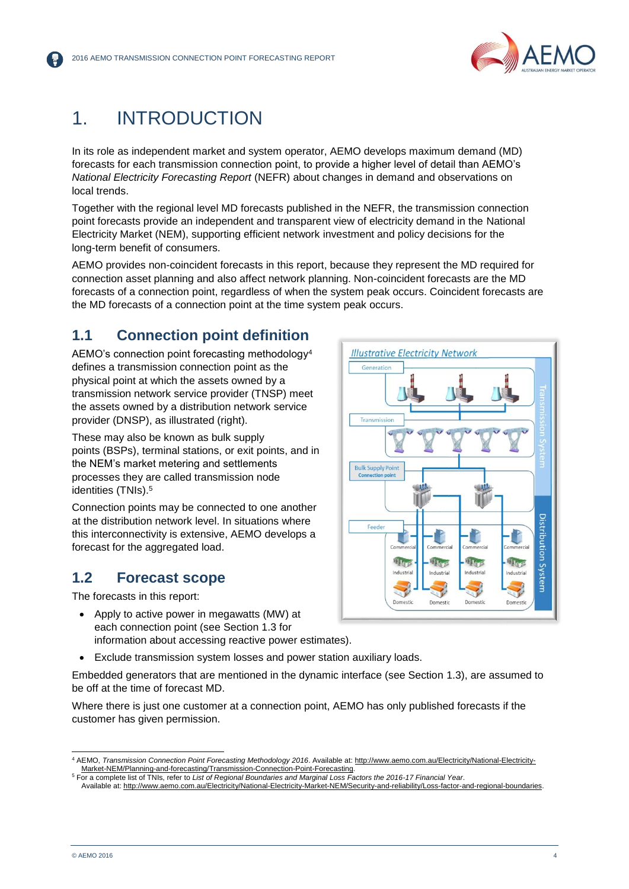# 1. INTRODUCTION

In its role as independent market and system operator, AEMO develops maximum demand (MD) forecasts for each transmission connection point, to provide a higher level of detail than AEMO's *National Electricity Forecasting Report* (NEFR) about changes in demand and observations on local trends.

Together with the regional level MD forecasts published in the NEFR, the transmission connection point forecasts provide an independent and transparent view of electricity demand in the National Electricity Market (NEM), supporting efficient network investment and policy decisions for the long-term benefit of consumers.

AEMO provides non-coincident forecasts in this report, because they represent the MD required for connection asset planning and also affect network planning. Non-coincident forecasts are the MD forecasts of a connection point, regardless of when the system peak occurs. Coincident forecasts are the MD forecasts of a connection point at the time system peak occurs.

## 1.1 Connection point definition

AEMO's connection point forecasting methodology[4] defines a transmission connection point as the physical point at which the assets owned by a transmission network service provider (TNSP) meet the assets owned by a distribution network service provider (DNSP), as illustrated (right).

These may also be known as bulk supply points (BSPs), terminal stations, or exit points, and in the NEM's market metering and settlements processes they are called transmission node identities (TNIs).[5]

Connection points may be connected to one another at the distribution network level. In situations where this interconnectivity is extensive, AEMO develops a forecast for the aggregated load.

## 1.2 Forecast scope

The forecasts in this report:

- Apply to active power in megawatts (MW) at each connection point (see Section 1.3 for information about accessing reactive power estimates).
- Exclude transmission system losses and power station auxiliary loads.

Embedded generators that are mentioned in the dynamic interface (see Section 1.3), are assumed to be off at the time of forecast MD.

Where there is just one customer at a connection point, AEMO has only published forecasts if the customer has given permission.

---

[4] AEMO, *Transmission Connection Point Forecasting Methodology 2016*. Available at: http://www.aemo.com.au/Electricity/National-Electricity-Market-NEM/Planning-and-forecasting/Transmission-Connection-Point-Forecasting.

[5] For a complete list of TNIs, refer to *List of Regional Boundaries and Marginal Loss Factors the 2016-17 Financial Year*. Available at: http://www.aemo.com.au/Electricity/National-Electricity-Market-NEM/Security-and-reliability/Loss-factor-and-regional-boundaries.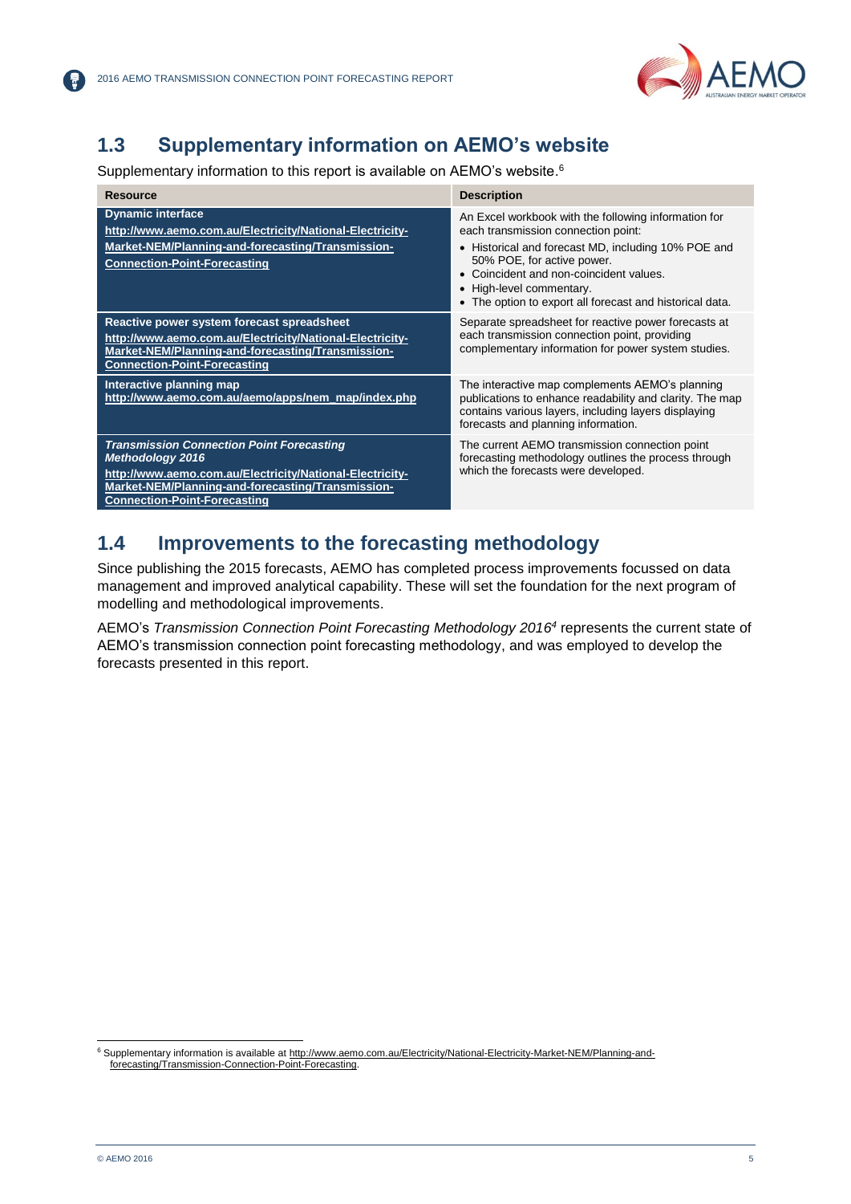## 1.3 Supplementary information on AEMO's website

Supplementary information to this report is available on AEMO's website.[6]

| Resource | Description |
|---|---|
| **Dynamic interface**<br>**http://www.aemo.com.au/Electricity/National-Electricity-Market-NEM/Planning-and-forecasting/Transmission-Connection-Point-Forecasting** | An Excel workbook with the following information for each transmission connection point:<br>• Historical and forecast MD, including 10% POE and 50% POE, for active power.<br>• Coincident and non-coincident values.<br>• High-level commentary.<br>• The option to export all forecast and historical data. |
| **Reactive power system forecast spreadsheet**<br>**http://www.aemo.com.au/Electricity/National-Electricity-Market-NEM/Planning-and-forecasting/Transmission-Connection-Point-Forecasting** | Separate spreadsheet for reactive power forecasts at each transmission connection point, providing complementary information for power system studies. |
| **Interactive planning map**<br>**http://www.aemo.com.au/aemo/apps/nem_map/index.php** | The interactive map complements AEMO's planning publications to enhance readability and clarity. The map contains various layers, including layers displaying forecasts and planning information. |
| ***Transmission Connection Point Forecasting Methodology 2016***<br>**http://www.aemo.com.au/Electricity/National-Electricity-Market-NEM/Planning-and-forecasting/Transmission-Connection-Point-Forecasting** | The current AEMO transmission connection point forecasting methodology outlines the process through which the forecasts were developed. |

## 1.4 Improvements to the forecasting methodology

Since publishing the 2015 forecasts, AEMO has completed process improvements focussed on data management and improved analytical capability. These will set the foundation for the next program of modelling and methodological improvements.

AEMO's *Transmission Connection Point Forecasting Methodology 2016*[4] represents the current state of AEMO's transmission connection point forecasting methodology, and was employed to develop the forecasts presented in this report.

[6] Supplementary information is available at http://www.aemo.com.au/Electricity/National-Electricity-Market-NEM/Planning-and-forecasting/Transmission-Connection-Point-Forecasting.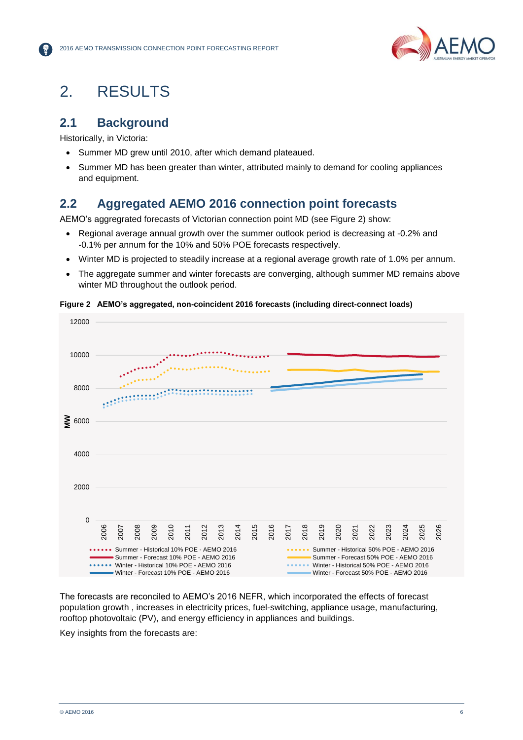# 2. RESULTS

## 2.1 Background

Historically, in Victoria:

- Summer MD grew until 2010, after which demand plateaued.
- Summer MD has been greater than winter, attributed mainly to demand for cooling appliances and equipment.

## 2.2 Aggregated AEMO 2016 connection point forecasts

AEMO's aggregrated forecasts of Victorian connection point MD (see Figure 2) show:

- Regional average annual growth over the summer outlook period is decreasing at -0.2% and -0.1% per annum for the 10% and 50% POE forecasts respectively.
- Winter MD is projected to steadily increase at a regional average growth rate of 1.0% per annum.
- The aggregate summer and winter forecasts are converging, although summer MD remains above winter MD throughout the outlook period.

**Figure 2 AEMO's aggregated, non-coincident 2016 forecasts (including direct-connect loads)**

The forecasts are reconciled to AEMO's 2016 NEFR, which incorporated the effects of forecast population growth , increases in electricity prices, fuel-switching, appliance usage, manufacturing, rooftop photovoltaic (PV), and energy efficiency in appliances and buildings.

Key insights from the forecasts are: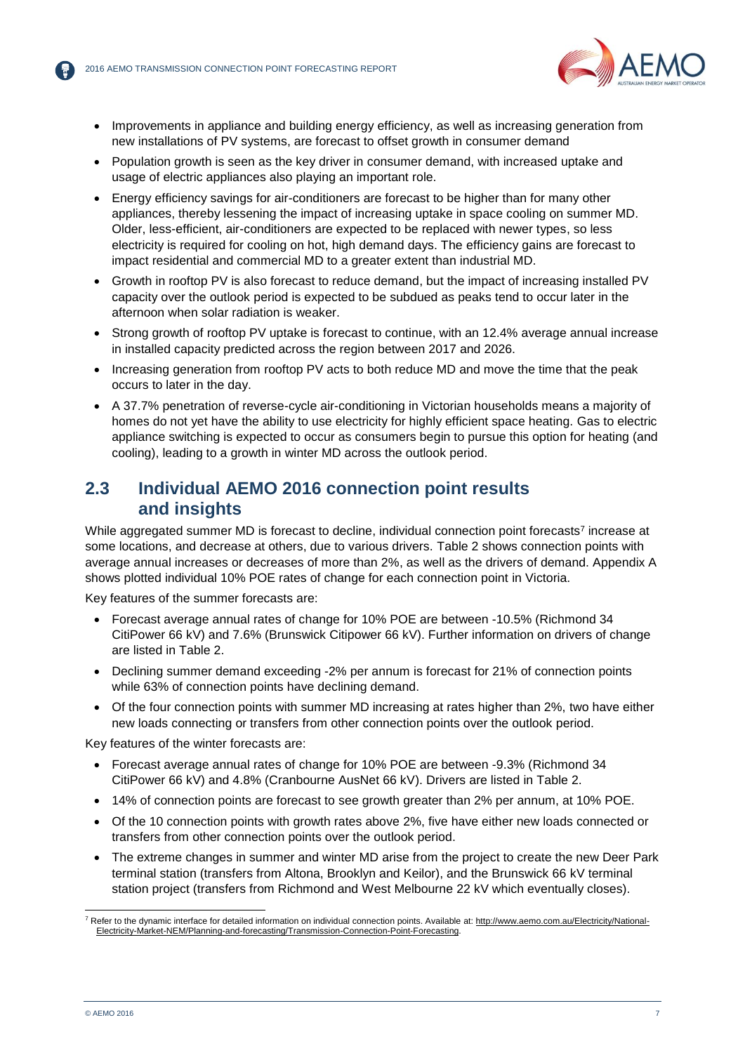- Improvements in appliance and building energy efficiency, as well as increasing generation from new installations of PV systems, are forecast to offset growth in consumer demand
- Population growth is seen as the key driver in consumer demand, with increased uptake and usage of electric appliances also playing an important role.
- Energy efficiency savings for air-conditioners are forecast to be higher than for many other appliances, thereby lessening the impact of increasing uptake in space cooling on summer MD. Older, less-efficient, air-conditioners are expected to be replaced with newer types, so less electricity is required for cooling on hot, high demand days. The efficiency gains are forecast to impact residential and commercial MD to a greater extent than industrial MD.
- Growth in rooftop PV is also forecast to reduce demand, but the impact of increasing installed PV capacity over the outlook period is expected to be subdued as peaks tend to occur later in the afternoon when solar radiation is weaker.
- Strong growth of rooftop PV uptake is forecast to continue, with an 12.4% average annual increase in installed capacity predicted across the region between 2017 and 2026.
- Increasing generation from rooftop PV acts to both reduce MD and move the time that the peak occurs to later in the day.
- A 37.7% penetration of reverse-cycle air-conditioning in Victorian households means a majority of homes do not yet have the ability to use electricity for highly efficient space heating. Gas to electric appliance switching is expected to occur as consumers begin to pursue this option for heating (and cooling), leading to a growth in winter MD across the outlook period.

## 2.3 Individual AEMO 2016 connection point results and insights

While aggregated summer MD is forecast to decline, individual connection point forecasts[7] increase at some locations, and decrease at others, due to various drivers. Table 2 shows connection points with average annual increases or decreases of more than 2%, as well as the drivers of demand. Appendix A shows plotted individual 10% POE rates of change for each connection point in Victoria.

Key features of the summer forecasts are:

- Forecast average annual rates of change for 10% POE are between -10.5% (Richmond 34 CitiPower 66 kV) and 7.6% (Brunswick Citipower 66 kV). Further information on drivers of change are listed in Table 2.
- Declining summer demand exceeding -2% per annum is forecast for 21% of connection points while 63% of connection points have declining demand.
- Of the four connection points with summer MD increasing at rates higher than 2%, two have either new loads connecting or transfers from other connection points over the outlook period.

Key features of the winter forecasts are:

- Forecast average annual rates of change for 10% POE are between -9.3% (Richmond 34 CitiPower 66 kV) and 4.8% (Cranbourne AusNet 66 kV). Drivers are listed in Table 2.
- 14% of connection points are forecast to see growth greater than 2% per annum, at 10% POE.
- Of the 10 connection points with growth rates above 2%, five have either new loads connected or transfers from other connection points over the outlook period.
- The extreme changes in summer and winter MD arise from the project to create the new Deer Park terminal station (transfers from Altona, Brooklyn and Keilor), and the Brunswick 66 kV terminal station project (transfers from Richmond and West Melbourne 22 kV which eventually closes).

[7] Refer to the dynamic interface for detailed information on individual connection points. Available at: http://www.aemo.com.au/Electricity/National-Electricity-Market-NEM/Planning-and-forecasting/Transmission-Connection-Point-Forecasting.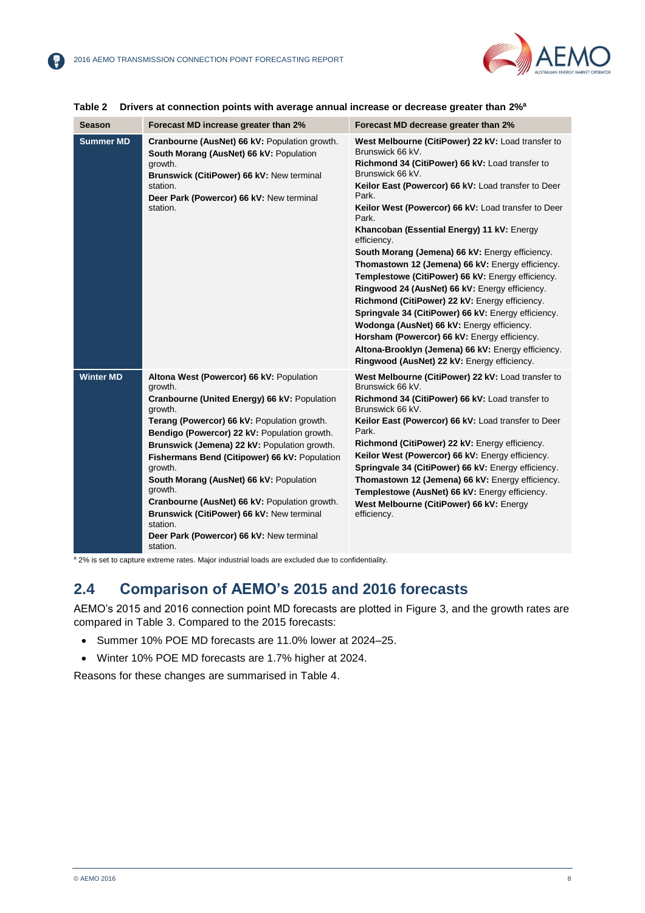**Table 2 Drivers at connection points with average annual increase or decrease greater than 2%[a]**

| Season | Forecast MD increase greater than 2% | Forecast MD decrease greater than 2% |
|---|---|---|
| Summer MD | **Cranbourne (AusNet) 66 kV:** Population growth.<br>**South Morang (AusNet) 66 kV:** Population growth.<br>**Brunswick (CitiPower) 66 kV:** New terminal station.<br>**Deer Park (Powercor) 66 kV:** New terminal station. | **West Melbourne (CitiPower) 22 kV:** Load transfer to Brunswick 66 kV.<br>**Richmond 34 (CitiPower) 66 kV:** Load transfer to Brunswick 66 kV.<br>**Keilor East (Powercor) 66 kV:** Load transfer to Deer Park.<br>**Keilor West (Powercor) 66 kV:** Load transfer to Deer Park.<br>**Khancoban (Essential Energy) 11 kV:** Energy efficiency.<br>**South Morang (Jemena) 66 kV:** Energy efficiency.<br>**Thomastown 12 (Jemena) 66 kV:** Energy efficiency.<br>**Templestowe (CitiPower) 66 kV:** Energy efficiency.<br>**Ringwood 24 (AusNet) 66 kV:** Energy efficiency.<br>**Richmond (CitiPower) 22 kV:** Energy efficiency.<br>**Springvale 34 (CitiPower) 66 kV:** Energy efficiency.<br>**Wodonga (AusNet) 66 kV:** Energy efficiency.<br>**Horsham (Powercor) 66 kV:** Energy efficiency.<br>**Altona-Brooklyn (Jemena) 66 kV:** Energy efficiency.<br>**Ringwood (AusNet) 22 kV:** Energy efficiency. |
| Winter MD | **Altona West (Powercor) 66 kV:** Population growth.<br>**Cranbourne (United Energy) 66 kV:** Population growth.<br>**Terang (Powercor) 66 kV:** Population growth.<br>**Bendigo (Powercor) 22 kV:** Population growth.<br>**Brunswick (Jemena) 22 kV:** Population growth.<br>**Fishermans Bend (Citipower) 66 kV:** Population growth.<br>**South Morang (AusNet) 66 kV:** Population growth.<br>**Cranbourne (AusNet) 66 kV:** Population growth.<br>**Brunswick (CitiPower) 66 kV:** New terminal station.<br>**Deer Park (Powercor) 66 kV:** New terminal station. | **West Melbourne (CitiPower) 22 kV:** Load transfer to Brunswick 66 kV.<br>**Richmond 34 (CitiPower) 66 kV:** Load transfer to Brunswick 66 kV.<br>**Keilor East (Powercor) 66 kV:** Load transfer to Deer Park.<br>**Richmond (CitiPower) 22 kV:** Energy efficiency.<br>**Keilor West (Powercor) 66 kV:** Energy efficiency.<br>**Springvale 34 (CitiPower) 66 kV:** Energy efficiency.<br>**Thomastown 12 (Jemena) 66 kV:** Energy efficiency.<br>**Templestowe (AusNet) 66 kV:** Energy efficiency.<br>**West Melbourne (CitiPower) 66 kV:** Energy efficiency. |

[a] 2% is set to capture extreme rates. Major industrial loads are excluded due to confidentiality.

## 2.4 Comparison of AEMO's 2015 and 2016 forecasts

AEMO's 2015 and 2016 connection point MD forecasts are plotted in Figure 3, and the growth rates are compared in Table 3. Compared to the 2015 forecasts:

- Summer 10% POE MD forecasts are 11.0% lower at 2024–25.
- Winter 10% POE MD forecasts are 1.7% higher at 2024.

Reasons for these changes are summarised in Table 4.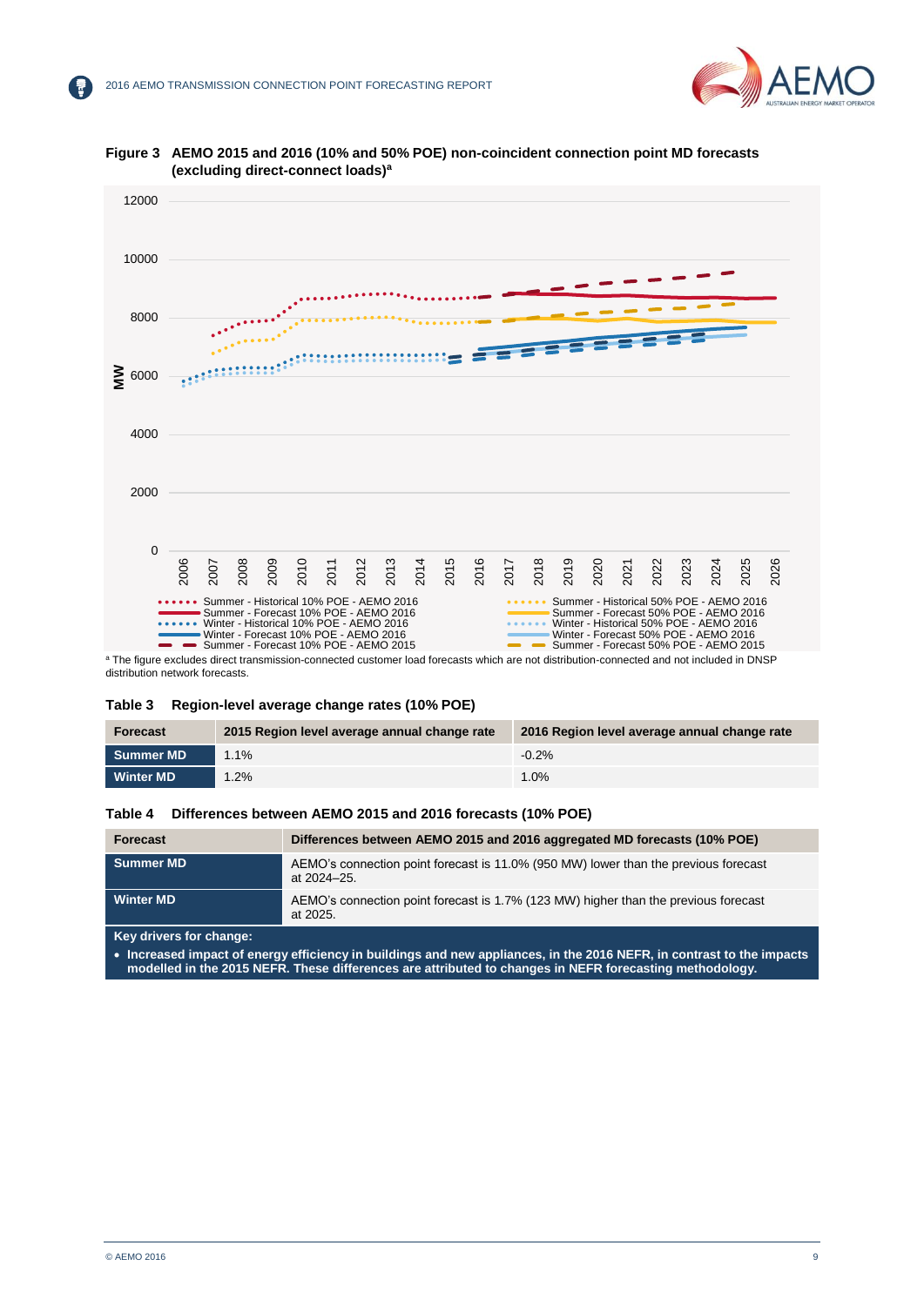**Figure 3 AEMO 2015 and 2016 (10% and 50% POE) non-coincident connection point MD forecasts (excluding direct-connect loads)[a]**

[a] The figure excludes direct transmission-connected customer load forecasts which are not distribution-connected and not included in DNSP distribution network forecasts.

**Table 3 Region-level average change rates (10% POE)**

| Forecast | 2015 Region level average annual change rate | 2016 Region level average annual change rate |
|---|---|---|
| Summer MD | 1.1% | -0.2% |
| Winter MD | 1.2% | 1.0% |

**Table 4 Differences between AEMO 2015 and 2016 forecasts (10% POE)**

| Forecast | Differences between AEMO 2015 and 2016 aggregated MD forecasts (10% POE) |
|---|---|
| Summer MD | AEMO's connection point forecast is 11.0% (950 MW) lower than the previous forecast at 2024–25. |
| Winter MD | AEMO's connection point forecast is 1.7% (123 MW) higher than the previous forecast at 2025. |

**Key drivers for change:**

- **Increased impact of energy efficiency in buildings and new appliances, in the 2016 NEFR, in contrast to the impacts modelled in the 2015 NEFR. These differences are attributed to changes in NEFR forecasting methodology.**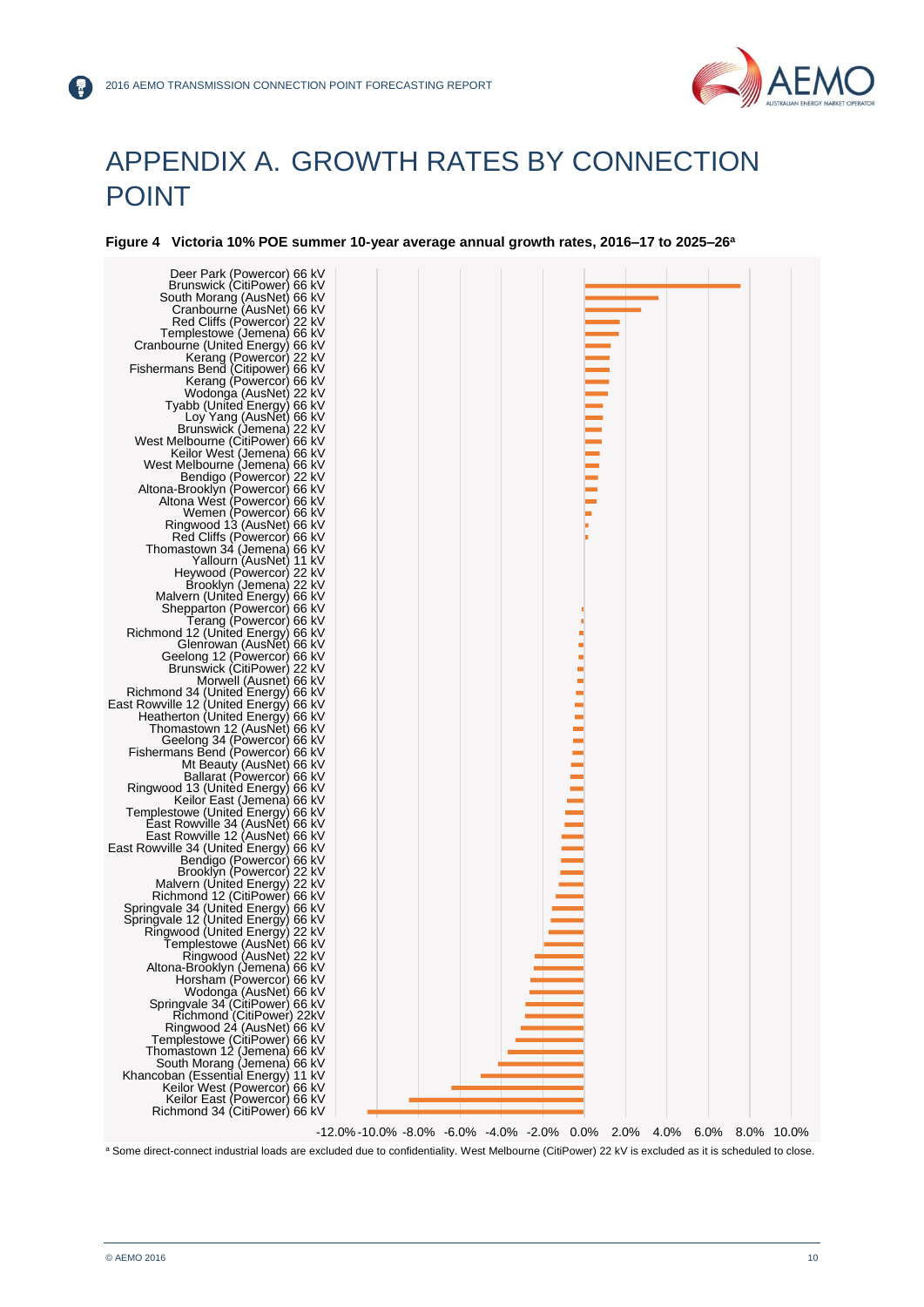# APPENDIX A. GROWTH RATES BY CONNECTION POINT

**Figure 4 Victoria 10% POE summer 10-year average annual growth rates, 2016–17 to 2025–26[a]**

Deer Park (Powercor) 66 kV
Brunswick (CitiPower) 66 kV
South Morang (AusNet) 66 kV
Cranbourne (AusNet) 66 kV
Red Cliffs (Powercor) 22 kV
Templestowe (Jemena) 66 kV
Cranbourne (United Energy) 66 kV
Kerang (Powercor) 22 kV
Fishermans Bend (Citipower) 66 kV
Kerang (Powercor) 66 kV
Wodonga (AusNet) 22 kV
Tyabb (United Energy) 66 kV
Loy Yang (AusNet) 66 kV
Brunswick (Jemena) 22 kV
West Melbourne (CitiPower) 66 kV
Keilor West (Jemena) 66 kV
West Melbourne (Jemena) 66 kV
Bendigo (Powercor) 22 kV
Altona-Brooklyn (Powercor) 66 kV
Altona West (Powercor) 66 kV
Wemen (Powercor) 66 kV
Ringwood 13 (AusNet) 66 kV
Red Cliffs (Powercor) 66 kV
Thomastown 34 (Jemena) 66 kV
Yallourn (AusNet) 11 kV
Heywood (Powercor) 22 kV
Brooklyn (Jemena) 22 kV
Malvern (United Energy) 66 kV
Shepparton (Powercor) 66 kV
Terang (Powercor) 66 kV
Richmond 12 (United Energy) 66 kV
Glenrowan (AusNet) 66 kV
Geelong 12 (Powercor) 66 kV
Brunswick (CitiPower) 22 kV
Morwell (Ausnet) 66 kV
Richmond 34 (United Energy) 66 kV
East Rowville 12 (United Energy) 66 kV
Heatherton (United Energy) 66 kV
Thomastown 12 (AusNet) 66 kV
Geelong 34 (Powercor) 66 kV
Fishermans Bend (Powercor) 66 kV
Mt Beauty (AusNet) 66 kV
Ballarat (Powercor) 66 kV
Ringwood 13 (United Energy) 66 kV
Keilor East (Jemena) 66 kV
Templestowe (United Energy) 66 kV
East Rowville 34 (AusNet) 66 kV
East Rowville 12 (AusNet) 66 kV
East Rowville 34 (United Energy) 66 kV
Bendigo (Powercor) 66 kV
Brooklyn (Powercor) 22 kV
Malvern (United Energy) 22 kV
Richmond 12 (CitiPower) 66 kV
Springvale 34 (United Energy) 66 kV
Springvale 12 (United Energy) 66 kV
Ringwood (United Energy) 22 kV
Templestowe (AusNet) 66 kV
Ringwood (AusNet) 22 kV
Altona-Brooklyn (Jemena) 66 kV
Horsham (Powercor) 66 kV
Wodonga (AusNet) 66 kV
Springvale 34 (CitiPower) 66 kV
Richmond (CitiPower) 22kV
Ringwood 24 (AusNet) 66 kV
Templestowe (CitiPower) 66 kV
Thomastown 12 (Jemena) 66 kV
South Morang (Jemena) 66 kV
Khancoban (Essential Energy) 11 kV
Keilor West (Powercor) 66 kV
Keilor East (Powercor) 66 kV
Richmond 34 (CitiPower) 66 kV

-12.0% -10.0% -8.0% -6.0% -4.0% -2.0% 0.0% 2.0% 4.0% 6.0% 8.0% 10.0%

[a] Some direct-connect industrial loads are excluded due to confidentiality. West Melbourne (CitiPower) 22 kV is excluded as it is scheduled to close.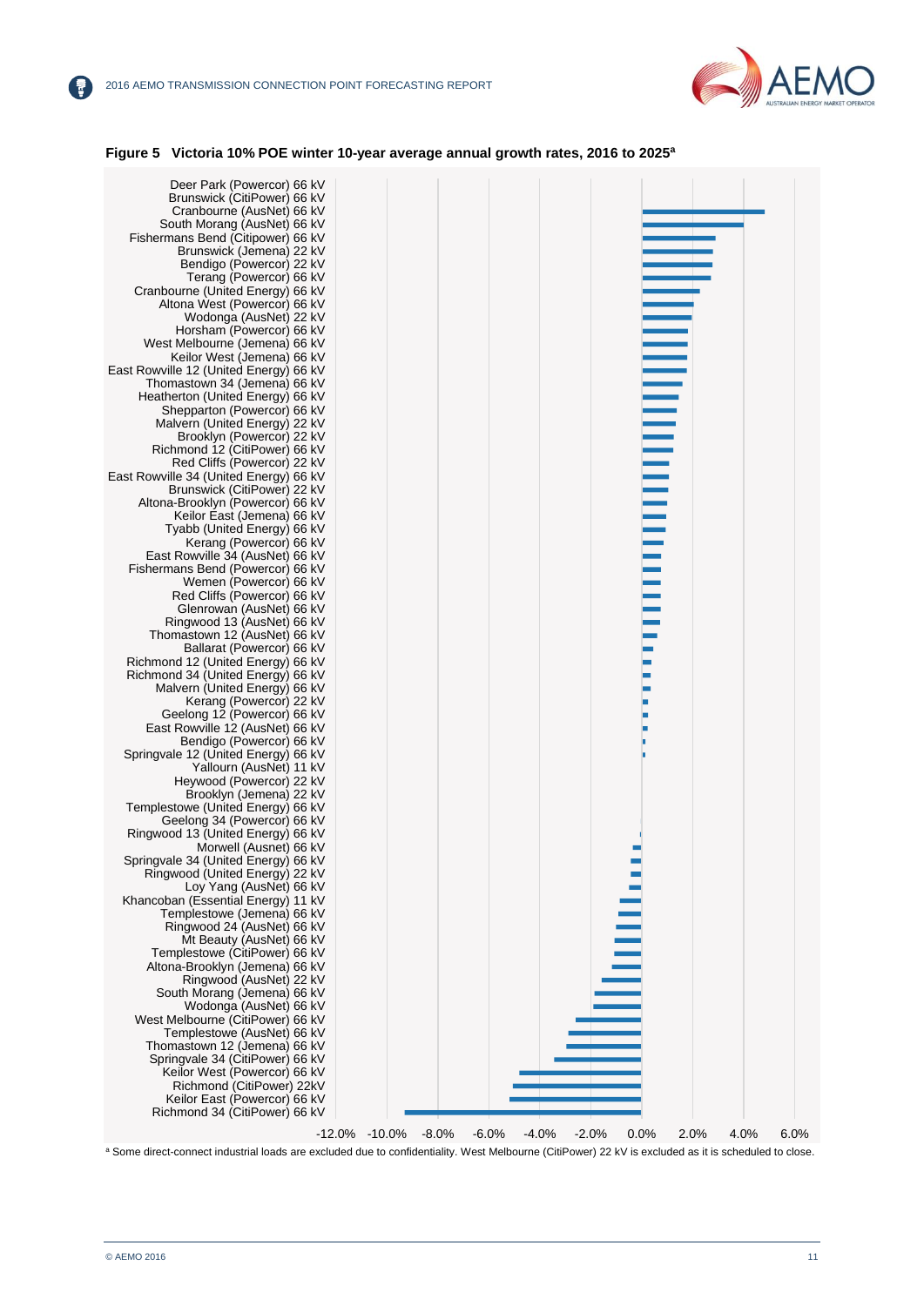**Figure 5 Victoria 10% POE winter 10-year average annual growth rates, 2016 to 2025[a]**

Deer Park (Powercor) 66 kV
Brunswick (CitiPower) 66 kV
Cranbourne (AusNet) 66 kV
South Morang (AusNet) 66 kV
Fishermans Bend (Citipower) 66 kV
Brunswick (Jemena) 22 kV
Bendigo (Powercor) 22 kV
Terang (Powercor) 66 kV
Cranbourne (United Energy) 66 kV
Altona West (Powercor) 66 kV
Wodonga (AusNet) 22 kV
Horsham (Powercor) 66 kV
West Melbourne (Jemena) 66 kV
Keilor West (Jemena) 66 kV
East Rowville 12 (United Energy) 66 kV
Thomastown 34 (Jemena) 66 kV
Heatherton (United Energy) 66 kV
Shepparton (Powercor) 66 kV
Malvern (United Energy) 22 kV
Brooklyn (Powercor) 22 kV
Richmond 12 (CitiPower) 66 kV
Red Cliffs (Powercor) 22 kV
East Rowville 34 (United Energy) 66 kV
Brunswick (CitiPower) 22 kV
Altona-Brooklyn (Powercor) 66 kV
Keilor East (Jemena) 66 kV
Tyabb (United Energy) 66 kV
Kerang (Powercor) 66 kV
East Rowville 34 (AusNet) 66 kV
Fishermans Bend (Powercor) 66 kV
Wemen (Powercor) 66 kV
Red Cliffs (Powercor) 66 kV
Glenrowan (AusNet) 66 kV
Ringwood 13 (AusNet) 66 kV
Thomastown 12 (AusNet) 66 kV
Ballarat (Powercor) 66 kV
Richmond 12 (United Energy) 66 kV
Richmond 34 (United Energy) 66 kV
Malvern (United Energy) 66 kV
Kerang (Powercor) 22 kV
Geelong 12 (Powercor) 66 kV
East Rowville 12 (AusNet) 66 kV
Bendigo (Powercor) 66 kV
Springvale 12 (United Energy) 66 kV
Yallourn (AusNet) 11 kV
Heywood (Powercor) 22 kV
Brooklyn (Jemena) 22 kV
Templestowe (United Energy) 66 kV
Geelong 34 (Powercor) 66 kV
Ringwood 13 (United Energy) 66 kV
Morwell (Ausnet) 66 kV
Springvale 34 (United Energy) 66 kV
Ringwood (United Energy) 22 kV
Loy Yang (AusNet) 66 kV
Khancoban (Essential Energy) 11 kV
Templestowe (Jemena) 66 kV
Ringwood 24 (AusNet) 66 kV
Mt Beauty (AusNet) 66 kV
Templestowe (CitiPower) 66 kV
Altona-Brooklyn (Jemena) 66 kV
Ringwood (AusNet) 22 kV
South Morang (Jemena) 66 kV
Wodonga (AusNet) 66 kV
West Melbourne (CitiPower) 66 kV
Templestowe (AusNet) 66 kV
Thomastown 12 (Jemena) 66 kV
Springvale 34 (CitiPower) 66 kV
Keilor West (Powercor) 66 kV
Richmond (CitiPower) 22kV
Keilor East (Powercor) 66 kV
Richmond 34 (CitiPower) 66 kV

-12.0% -10.0% -8.0% -6.0% -4.0% -2.0% 0.0% 2.0% 4.0% 6.0%

[a] Some direct-connect industrial loads are excluded due to confidentiality. West Melbourne (CitiPower) 22 kV is excluded as it is scheduled to close.